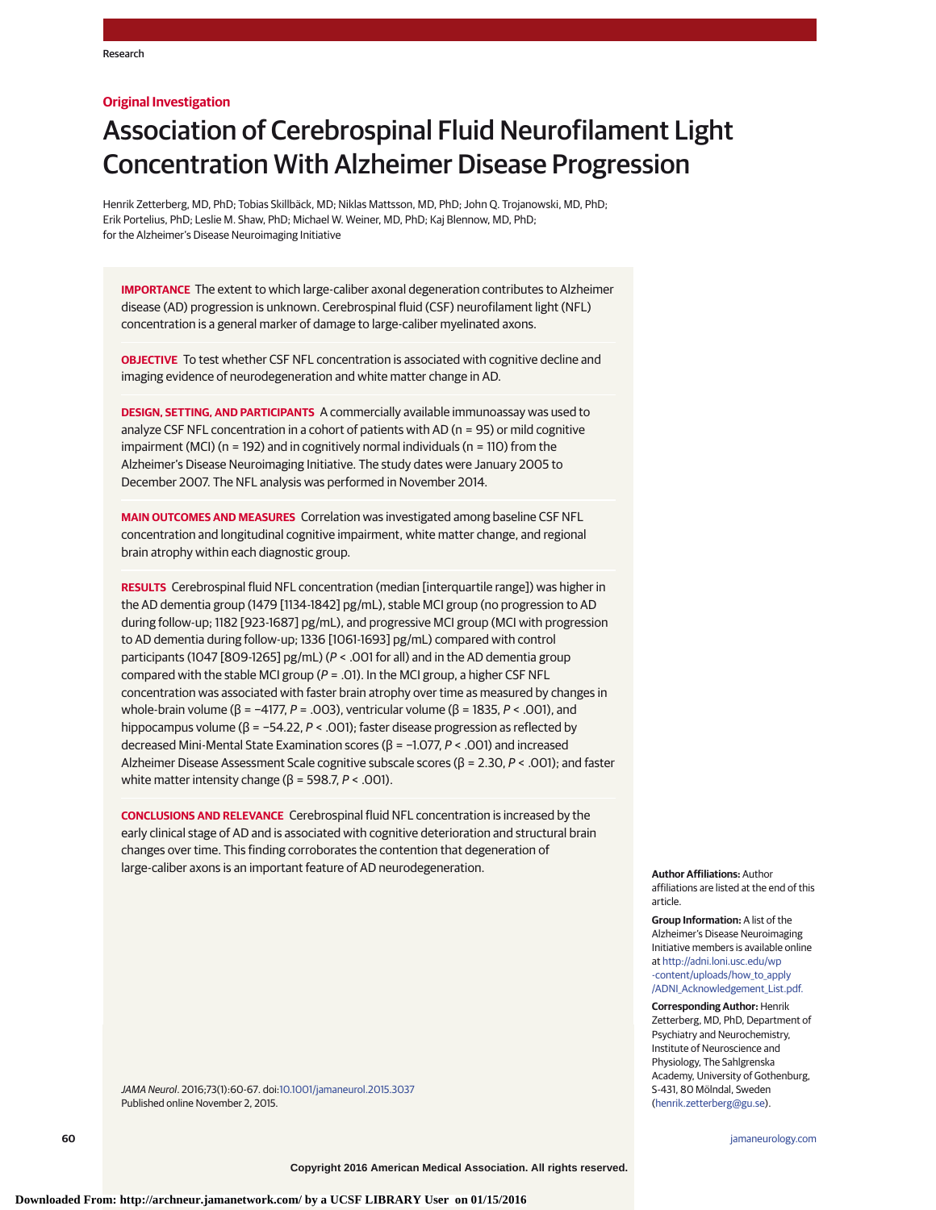Original Investigation

# Association of Cerebrospinal Fluid Neurofilament Light Concentration With Alzheimer Disease Progression

Henrik Zetterberg, MD, PhD; Tobias Skillbäck, MD; Niklas Mattsson, MD, PhD; John Q. Trojanowski, MD, PhD; Erik Portelius, PhD; Leslie M. Shaw, PhD; Michael W. Weiner, MD, PhD; Kaj Blennow, MD, PhD; for the Alzheimer's Disease Neuroimaging Initiative

**IMPORTANCE** The extent to which large-caliber axonal degeneration contributes to Alzheimer disease (AD) progression is unknown. Cerebrospinal fluid (CSF) neurofilament light (NFL) concentration is a general marker of damage to large-caliber myelinated axons.

**OBJECTIVE** To test whether CSF NFL concentration is associated with cognitive decline and imaging evidence of neurodegeneration and white matter change in AD.

**DESIGN, SETTING, AND PARTICIPANTS** A commercially available immunoassay was used to analyze CSF NFL concentration in a cohort of patients with AD (n = 95) or mild cognitive impairment (MCI) (n = 192) and in cognitively normal individuals (n = 110) from the Alzheimer's Disease Neuroimaging Initiative. The study dates were January 2005 to December 2007. The NFL analysis was performed in November 2014.

**MAIN OUTCOMES AND MEASURES** Correlation was investigated among baseline CSF NFL concentration and longitudinal cognitive impairment, white matter change, and regional brain atrophy within each diagnostic group.

**RESULTS** Cerebrospinal fluid NFL concentration (median [interquartile range]) was higher in the AD dementia group (1479 [1134-1842] pg/mL), stable MCI group (no progression to AD during follow-up; 1182 [923-1687] pg/mL), and progressive MCI group (MCI with progression to AD dementia during follow-up; 1336 [1061-1693] pg/mL) compared with control participants (1047 [809-1265] pg/mL) ($P < .001$ for all) and in the AD dementia group compared with the stable MCI group ($P = .01$). In the MCI group, a higher CSF NFL concentration was associated with faster brain atrophy over time as measured by changes in whole-brain volume ($\beta = -4177$, $P = .003$), ventricular volume ($\beta = 1835$, $P < .001$), and hippocampus volume ($\beta = -54.22$, $P < .001$); faster disease progression as reflected by decreased Mini-Mental State Examination scores ($\beta = -1.077$, $P < .001$) and increased Alzheimer Disease Assessment Scale cognitive subscale scores ($\beta = 2.30$, $P < .001$); and faster white matter intensity change ($\beta = 598.7$, $P < .001$).

**CONCLUSIONS AND RELEVANCE** Cerebrospinal fluid NFL concentration is increased by the early clinical stage of AD and is associated with cognitive deterioration and structural brain changes over time. This finding corroborates the contention that degeneration of large-caliber axons is an important feature of AD neurodegeneration.

*JAMA Neurol*. 2016;73(1):60-67. doi:10.1001/jamaneurol.2015.3037
Published online November 2, 2015.

**Author Affiliations:** Author affiliations are listed at the end of this article.

**Group Information:** A list of the Alzheimer's Disease Neuroimaging Initiative members is available online at http://adni.loni.usc.edu/wp-content/uploads/how_to_apply/ADNI_Acknowledgement_List.pdf.

**Corresponding Author:** Henrik Zetterberg, MD, PhD, Department of Psychiatry and Neurochemistry, Institute of Neuroscience and Physiology, The Sahlgrenska Academy, University of Gothenburg, S-431, 80 Mölndal, Sweden (henrik.zetterberg@gu.se).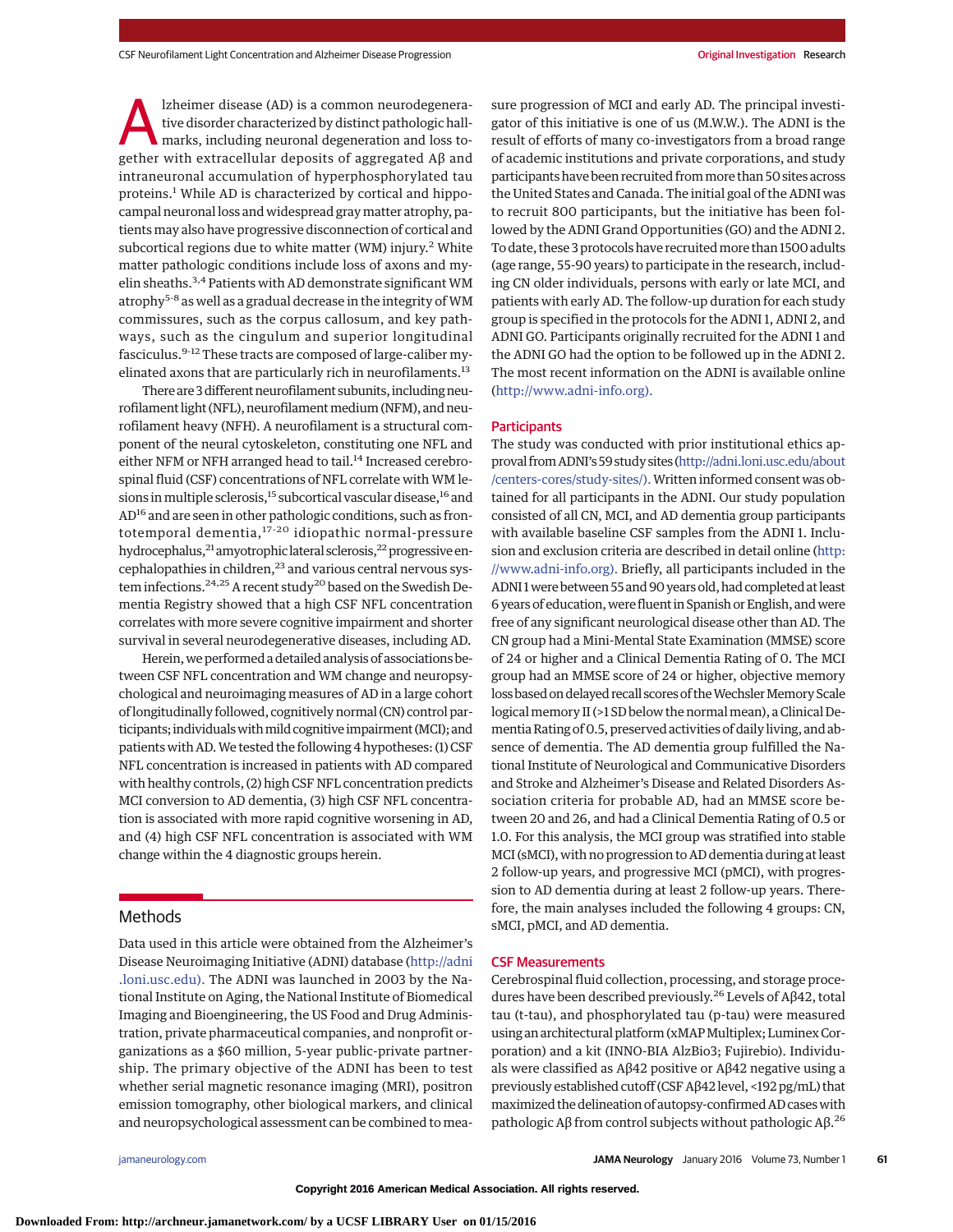Alzheimer disease (AD) is a common neurodegenerative disorder characterized by distinct pathologic hallmarks, including neuronal degeneration and loss together with extracellular deposits of aggregated Aβ and intraneuronal accumulation of hyperphosphorylated tau proteins.[1] While AD is characterized by cortical and hippocampal neuronal loss and widespread gray matter atrophy, patients may also have progressive disconnection of cortical and subcortical regions due to white matter (WM) injury.[2] White matter pathologic conditions include loss of axons and myelin sheaths.[3,4] Patients with AD demonstrate significant WM atrophy[5-8] as well as a gradual decrease in the integrity of WM commissures, such as the corpus callosum, and key pathways, such as the cingulum and superior longitudinal fasciculus.[9-12] These tracts are composed of large-caliber myelinated axons that are particularly rich in neurofilaments.[13]

There are 3 different neurofilament subunits, including neurofilament light (NFL), neurofilament medium (NFM), and neurofilament heavy (NFH). A neurofilament is a structural component of the neural cytoskeleton, consisting of one NFL and either NFM or NFH arranged head to tail.[14] Increased cerebrospinal fluid (CSF) concentrations of NFL correlate with WM lesions in multiple sclerosis,[15] subcortical vascular disease,[16] and AD[16] and are seen in other pathologic conditions, such as frontotemporal dementia,[17-20] idiopathic normal-pressure hydrocephalus,[21] amyotrophic lateral sclerosis,[22] progressive encephalopathies in children,[23] and various central nervous system infections.[24,25] A recent study[20] based on the Swedish Dementia Registry showed that a high CSF NFL concentration correlates with more severe cognitive impairment and shorter survival in several neurodegenerative diseases, including AD.

Herein, we performed a detailed analysis of associations between CSF NFL concentration and WM change and neuropsychological and neuroimaging measures of AD in a large cohort of longitudinally followed, cognitively normal (CN) control participants; individuals with mild cognitive impairment (MCI); and patients with AD. We tested the following 4 hypotheses: (1) CSF NFL concentration is increased in patients with AD compared with healthy controls, (2) high CSF NFL concentration predicts MCI conversion to AD dementia, (3) high CSF NFL concentration is associated with more rapid cognitive worsening in AD, and (4) high CSF NFL concentration is associated with WM change within the 4 diagnostic groups herein.

## Methods

Data used in this article were obtained from the Alzheimer's Disease Neuroimaging Initiative (ADNI) database (http://adni.loni.usc.edu). The ADNI was launched in 2003 by the National Institute on Aging, the National Institute of Biomedical Imaging and Bioengineering, the US Food and Drug Administration, private pharmaceutical companies, and nonprofit organizations as a $60 million, 5-year public-private partnership. The primary objective of the ADNI has been to test whether serial magnetic resonance imaging (MRI), positron emission tomography, other biological markers, and clinical and neuropsychological assessment can be combined to measure progression of MCI and early AD. The principal investigator of this initiative is one of us (M.W.W.). The ADNI is the result of efforts of many co-investigators from a broad range of academic institutions and private corporations, and study participants have been recruited from more than 50 sites across the United States and Canada. The initial goal of the ADNI was to recruit 800 participants, but the initiative has been followed by the ADNI Grand Opportunities (GO) and the ADNI 2. To date, these 3 protocols have recruited more than 1500 adults (age range, 55-90 years) to participate in the research, including CN older individuals, persons with early or late MCI, and patients with early AD. The follow-up duration for each study group is specified in the protocols for the ADNI 1, ADNI 2, and ADNI GO. Participants originally recruited for the ADNI 1 and the ADNI GO had the option to be followed up in the ADNI 2. The most recent information on the ADNI is available online (http://www.adni-info.org).

### Participants

The study was conducted with prior institutional ethics approval from ADNI's 59 study sites (http://adni.loni.usc.edu/about/centers-cores/study-sites/). Written informed consent was obtained for all participants in the ADNI. Our study population consisted of all CN, MCI, and AD dementia group participants with available baseline CSF samples from the ADNI 1. Inclusion and exclusion criteria are described in detail online (http://www.adni-info.org). Briefly, all participants included in the ADNI 1 were between 55 and 90 years old, had completed at least 6 years of education, were fluent in Spanish or English, and were free of any significant neurological disease other than AD. The CN group had a Mini-Mental State Examination (MMSE) score of 24 or higher and a Clinical Dementia Rating of 0. The MCI group had an MMSE score of 24 or higher, objective memory loss based on delayed recall scores of the Wechsler Memory Scale logical memory II (>1 SD below the normal mean), a Clinical Dementia Rating of 0.5, preserved activities of daily living, and absence of dementia. The AD dementia group fulfilled the National Institute of Neurological and Communicative Disorders and Stroke and Alzheimer's Disease and Related Disorders Association criteria for probable AD, had an MMSE score between 20 and 26, and had a Clinical Dementia Rating of 0.5 or 1.0. For this analysis, the MCI group was stratified into stable MCI (sMCI), with no progression to AD dementia during at least 2 follow-up years, and progressive MCI (pMCI), with progression to AD dementia during at least 2 follow-up years. Therefore, the main analyses included the following 4 groups: CN, sMCI, pMCI, and AD dementia.

### CSF Measurements

Cerebrospinal fluid collection, processing, and storage procedures have been described previously.[26] Levels of Aβ42, total tau (t-tau), and phosphorylated tau (p-tau) were measured using an architectural platform (xMAP Multiplex; Luminex Corporation) and a kit (INNO-BIA AlzBio3; Fujirebio). Individuals were classified as Aβ42 positive or Aβ42 negative using a previously established cutoff (CSF Aβ42 level, <192 pg/mL) that maximized the delineation of autopsy-confirmed AD cases with pathologic Aβ from control subjects without pathologic Aβ.[26]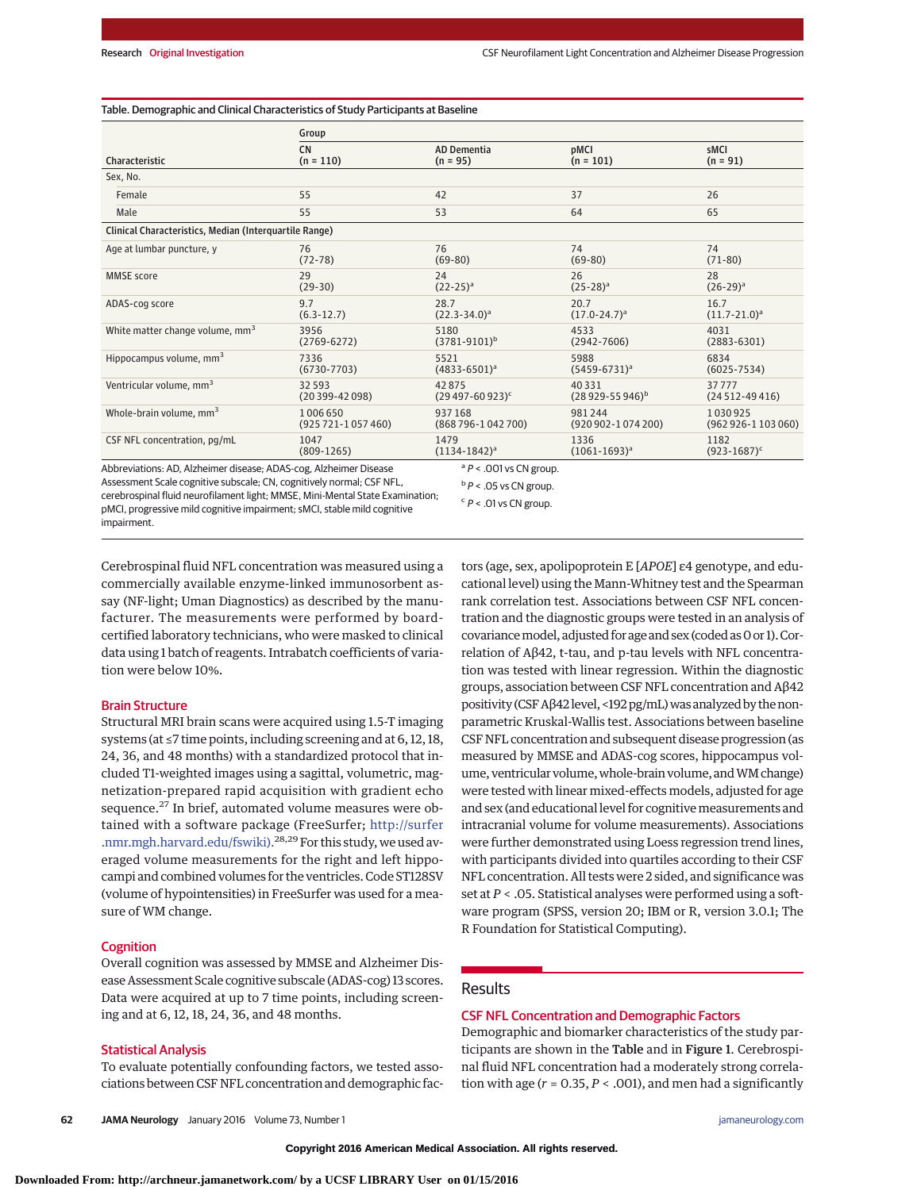Table. Demographic and Clinical Characteristics of Study Participants at Baseline

| Characteristic | Group | | | |
|---|---|---|---|---|
| | CN (n = 110) | AD Dementia (n = 95) | pMCI (n = 101) | sMCI (n = 91) |
| Sex, No. | | | | |
| Female | 55 | 42 | 37 | 26 |
| Male | 55 | 53 | 64 | 65 |
| **Clinical Characteristics, Median (Interquartile Range)** | | | | |
| Age at lumbar puncture, y | 76 (72-78) | 76 (69-80) | 74 (69-80) | 74 (71-80) |
| MMSE score | 29 (29-30) | 24 (22-25)[a] | 26 (25-28)[a] | 28 (26-29)[a] |
| ADAS-cog score | 9.7 (6.3-12.7) | 28.7 (22.3-34.0)[a] | 20.7 (17.0-24.7)[a] | 16.7 (11.7-21.0)[a] |
| White matter change volume, $mm^3$ | 3956 (2769-6272) | 5180 (3781-9101)[b] | 4533 (2942-7606) | 4031 (2883-6301) |
| Hippocampus volume, $mm^3$ | 7336 (6730-7703) | 5521 (4833-6501)[a] | 5988 (5459-6731)[a] | 6834 (6025-7534) |
| Ventricular volume, $mm^3$ | 32 593 (20 399-42 098) | 42 875 (29 497-60 923)[c] | 40 331 (28 929-55 946)[b] | 37 777 (24 512-49 416) |
| Whole-brain volume, $mm^3$ | 1 006 650 (925 721-1 057 460) | 937 168 (868 796-1 042 700) | 981 244 (920 902-1 074 200) | 1 030 925 (962 926-1 103 060) |
| CSF NFL concentration, pg/mL | 1047 (809-1265) | 1479 (1134-1842)[a] | 1336 (1061-1693)[a] | 1182 (923-1687)[c] |

Abbreviations: AD, Alzheimer disease; ADAS-cog, Alzheimer Disease Assessment Scale cognitive subscale; CN, cognitively normal; CSF NFL, cerebrospinal fluid neurofilament light; MMSE, Mini-Mental State Examination; pMCI, progressive mild cognitive impairment; sMCI, stable mild cognitive impairment.

[a] $P < .001$ vs CN group.

[b] $P < .05$ vs CN group.

[c] $P < .01$ vs CN group.

Cerebrospinal fluid NFL concentration was measured using a commercially available enzyme-linked immunosorbent assay (NF-light; Uman Diagnostics) as described by the manufacturer. The measurements were performed by board-certified laboratory technicians, who were masked to clinical data using 1 batch of reagents. Intrabatch coefficients of variation were below 10%.

### Brain Structure

Structural MRI brain scans were acquired using 1.5-T imaging systems (at ≤7 time points, including screening and at 6, 12, 18, 24, 36, and 48 months) with a standardized protocol that included T1-weighted images using a sagittal, volumetric, magnetization-prepared rapid acquisition with gradient echo sequence.[27] In brief, automated volume measures were obtained with a software package (FreeSurfer; http://surfer.nmr.mgh.harvard.edu/fswiki).[28,29] For this study, we used averaged volume measurements for the right and left hippocampi and combined volumes for the ventricles. Code ST128SV (volume of hypointensities) in FreeSurfer was used for a measure of WM change.

### Cognition

Overall cognition was assessed by MMSE and Alzheimer Disease Assessment Scale cognitive subscale (ADAS-cog) 13 scores. Data were acquired at up to 7 time points, including screening and at 6, 12, 18, 24, 36, and 48 months.

### Statistical Analysis

To evaluate potentially confounding factors, we tested associations between CSF NFL concentration and demographic factors (age, sex, apolipoprotein E [*APOE*] ε4 genotype, and educational level) using the Mann-Whitney test and the Spearman rank correlation test. Associations between CSF NFL concentration and the diagnostic groups were tested in an analysis of covariance model, adjusted for age and sex (coded as 0 or 1). Correlation of Aβ42, t-tau, and p-tau levels with NFL concentration was tested with linear regression. Within the diagnostic groups, association between CSF NFL concentration and Aβ42 positivity (CSF Aβ42 level, <192 pg/mL) was analyzed by the nonparametric Kruskal-Wallis test. Associations between baseline CSF NFL concentration and subsequent disease progression (as measured by MMSE and ADAS-cog scores, hippocampus volume, ventricular volume, whole-brain volume, and WM change) were tested with linear mixed-effects models, adjusted for age and sex (and educational level for cognitive measurements and intracranial volume for volume measurements). Associations were further demonstrated using Loess regression trend lines, with participants divided into quartiles according to their CSF NFL concentration. All tests were 2 sided, and significance was set at $P < .05$. Statistical analyses were performed using a software program (SPSS, version 20; IBM or R, version 3.0.1; The R Foundation for Statistical Computing).

## Results

### CSF NFL Concentration and Demographic Factors

Demographic and biomarker characteristics of the study participants are shown in the **Table** and in **Figure 1**. Cerebrospinal fluid NFL concentration had a moderately strong correlation with age ($r = 0.35$, $P < .001$), and men had a significantly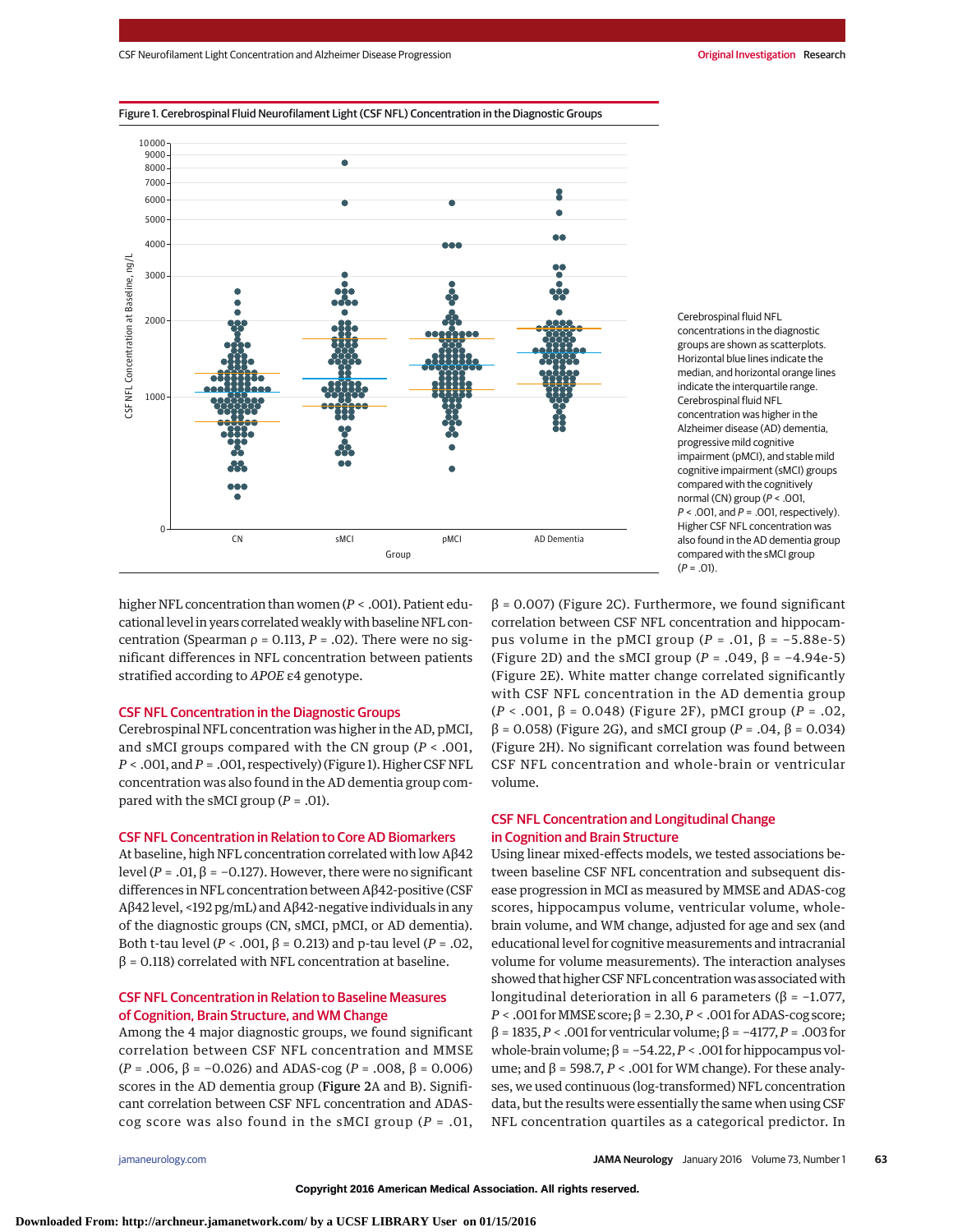Figure 1. Cerebrospinal Fluid Neurofilament Light (CSF NFL) Concentration in the Diagnostic Groups

Cerebrospinal fluid NFL concentrations in the diagnostic groups are shown as scatterplots. Horizontal blue lines indicate the median, and horizontal orange lines indicate the interquartile range. Cerebrospinal fluid NFL concentration was higher in the Alzheimer disease (AD) dementia, progressive mild cognitive impairment (pMCI), and stable mild cognitive impairment (sMCI) groups compared with the cognitively normal (CN) group ($P < .001$, $P < .001$, and $P = .001$, respectively). Higher CSF NFL concentration was also found in the AD dementia group compared with the sMCI group ($P = .01$).

higher NFL concentration than women ($P < .001$). Patient educational level in years correlated weakly with baseline NFL concentration (Spearman $\rho = 0.113$, $P = .02$). There were no significant differences in NFL concentration between patients stratified according to *APOE* ε4 genotype.

## CSF NFL Concentration in the Diagnostic Groups

Cerebrospinal NFL concentration was higher in the AD, pMCI, and sMCI groups compared with the CN group ($P < .001$, $P < .001$, and $P = .001$, respectively) (Figure 1). Higher CSF NFL concentration was also found in the AD dementia group compared with the sMCI group ($P = .01$).

## CSF NFL Concentration in Relation to Core AD Biomarkers

At baseline, high NFL concentration correlated with low Aβ42 level ($P = .01$, $\beta = -0.127$). However, there were no significant differences in NFL concentration between Aβ42-positive (CSF Aβ42 level, <192 pg/mL) and Aβ42-negative individuals in any of the diagnostic groups (CN, sMCI, pMCI, or AD dementia). Both t-tau level ($P < .001$, $\beta = 0.213$) and p-tau level ($P = .02$, $\beta = 0.118$) correlated with NFL concentration at baseline.

## CSF NFL Concentration in Relation to Baseline Measures of Cognition, Brain Structure, and WM Change

Among the 4 major diagnostic groups, we found significant correlation between CSF NFL concentration and MMSE ($P = .006$, $\beta = -0.026$) and ADAS-cog ($P = .008$, $\beta = 0.006$) scores in the AD dementia group (Figure 2A and B). Significant correlation between CSF NFL concentration and ADAS-cog score was also found in the sMCI group ($P = .01$, $\beta = 0.007$) (Figure 2C). Furthermore, we found significant correlation between CSF NFL concentration and hippocampus volume in the pMCI group ($P = .01$, $\beta = -5.88\text{e-}5$) (Figure 2D) and the sMCI group ($P = .049$, $\beta = -4.94\text{e-}5$) (Figure 2E). White matter change correlated significantly with CSF NFL concentration in the AD dementia group ($P < .001$, $\beta = 0.048$) (Figure 2F), pMCI group ($P = .02$, $\beta = 0.058$) (Figure 2G), and sMCI group ($P = .04$, $\beta = 0.034$) (Figure 2H). No significant correlation was found between CSF NFL concentration and whole-brain or ventricular volume.

## CSF NFL Concentration and Longitudinal Change in Cognition and Brain Structure

Using linear mixed-effects models, we tested associations between baseline CSF NFL concentration and subsequent disease progression in MCI as measured by MMSE and ADAS-cog scores, hippocampus volume, ventricular volume, whole-brain volume, and WM change, adjusted for age and sex (and educational level for cognitive measurements and intracranial volume for volume measurements). The interaction analyses showed that higher CSF NFL concentration was associated with longitudinal deterioration in all 6 parameters ($\beta = -1.077$, $P < .001$ for MMSE score; $\beta = 2.30$, $P < .001$ for ADAS-cog score; $\beta = 1835$, $P < .001$ for ventricular volume; $\beta = -4177$, $P = .003$ for whole-brain volume; $\beta = -54.22$, $P < .001$ for hippocampus volume; and $\beta = 598.7$, $P < .001$ for WM change). For these analyses, we used continuous (log-transformed) NFL concentration data, but the results were essentially the same when using CSF NFL concentration quartiles as a categorical predictor. In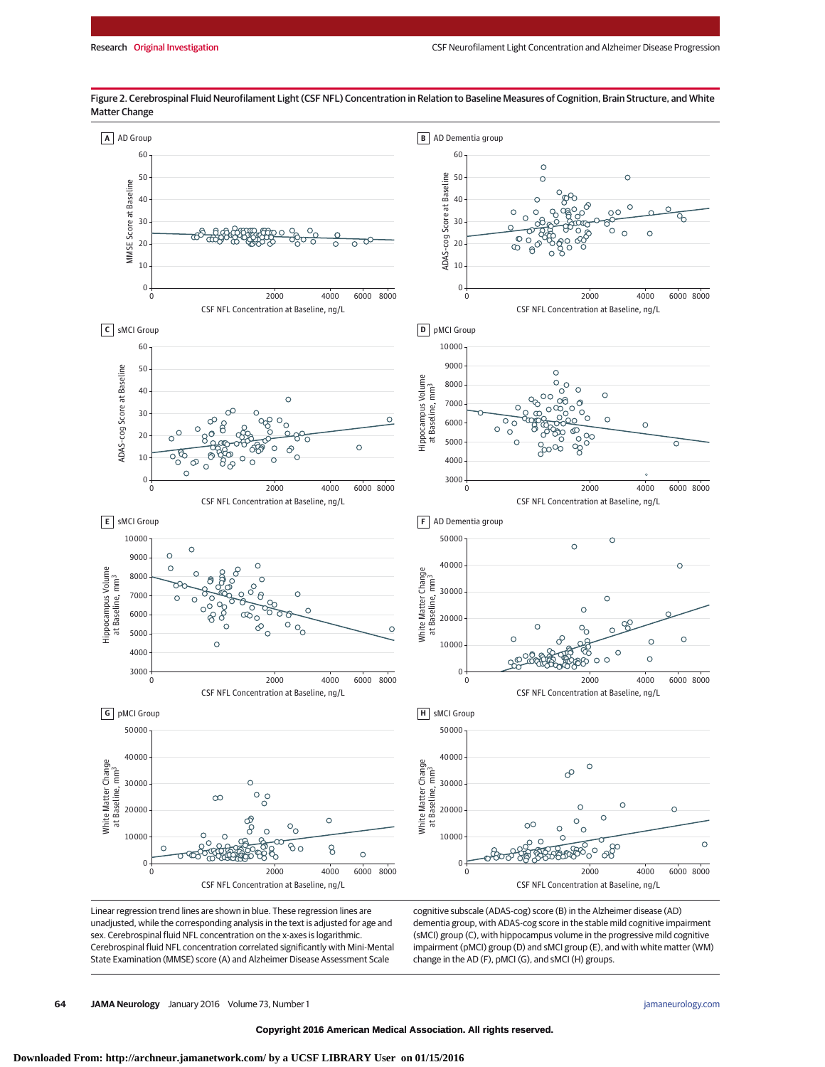Figure 2. Cerebrospinal Fluid Neurofilament Light (CSF NFL) Concentration in Relation to Baseline Measures of Cognition, Brain Structure, and White Matter Change

Linear regression trend lines are shown in blue. These regression lines are unadjusted, while the corresponding analysis in the text is adjusted for age and sex. Cerebrospinal fluid NFL concentration on the x-axes is logarithmic. Cerebrospinal fluid NFL concentration correlated significantly with Mini-Mental State Examination (MMSE) score (A) and Alzheimer Disease Assessment Scale cognitive subscale (ADAS-cog) score (B) in the Alzheimer disease (AD) dementia group, with ADAS-cog score in the stable mild cognitive impairment (sMCI) group (C), with hippocampus volume in the progressive mild cognitive impairment (pMCI) group (D) and sMCI group (E), and with white matter (WM) change in the AD (F), pMCI (G), and sMCI (H) groups.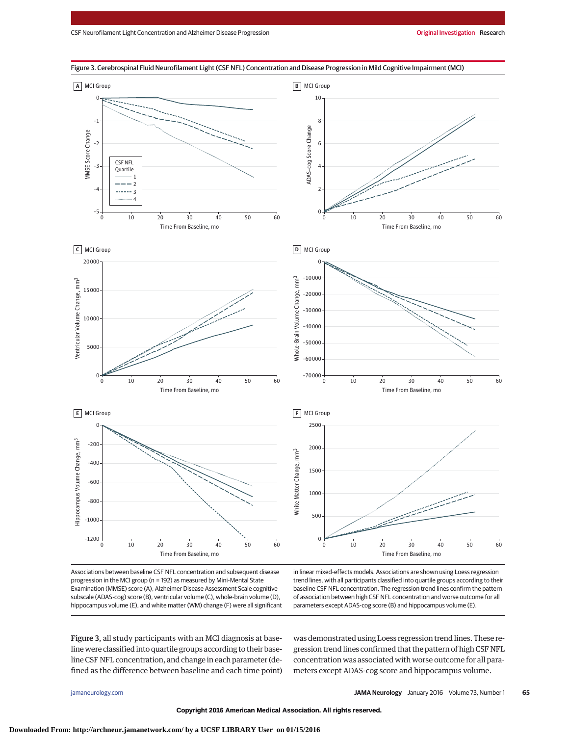Figure 3. Cerebrospinal Fluid Neurofilament Light (CSF NFL) Concentration and Disease Progression in Mild Cognitive Impairment (MCI)

Associations between baseline CSF NFL concentration and subsequent disease progression in the MCI group (n = 192) as measured by Mini-Mental State Examination (MMSE) score (A), Alzheimer Disease Assessment Scale cognitive subscale (ADAS-cog) score (B), ventricular volume (C), whole-brain volume (D), hippocampus volume (E), and white matter (WM) change (F) were all significant in linear mixed-effects models. Associations are shown using Loess regression trend lines, with all participants classified into quartile groups according to their baseline CSF NFL concentration. The regression trend lines confirm the pattern of association between high CSF NFL concentration and worse outcome for all parameters except ADAS-cog score (B) and hippocampus volume (E).

Figure 3, all study participants with an MCI diagnosis at baseline were classified into quartile groups according to their baseline CSF NFL concentration, and change in each parameter (defined as the difference between baseline and each time point) was demonstrated using Loess regression trend lines. These regression trend lines confirmed the pattern of high CSF NFL concentration was associated with worse outcome for all parameters except ADAS-cog score and hippocampus volume.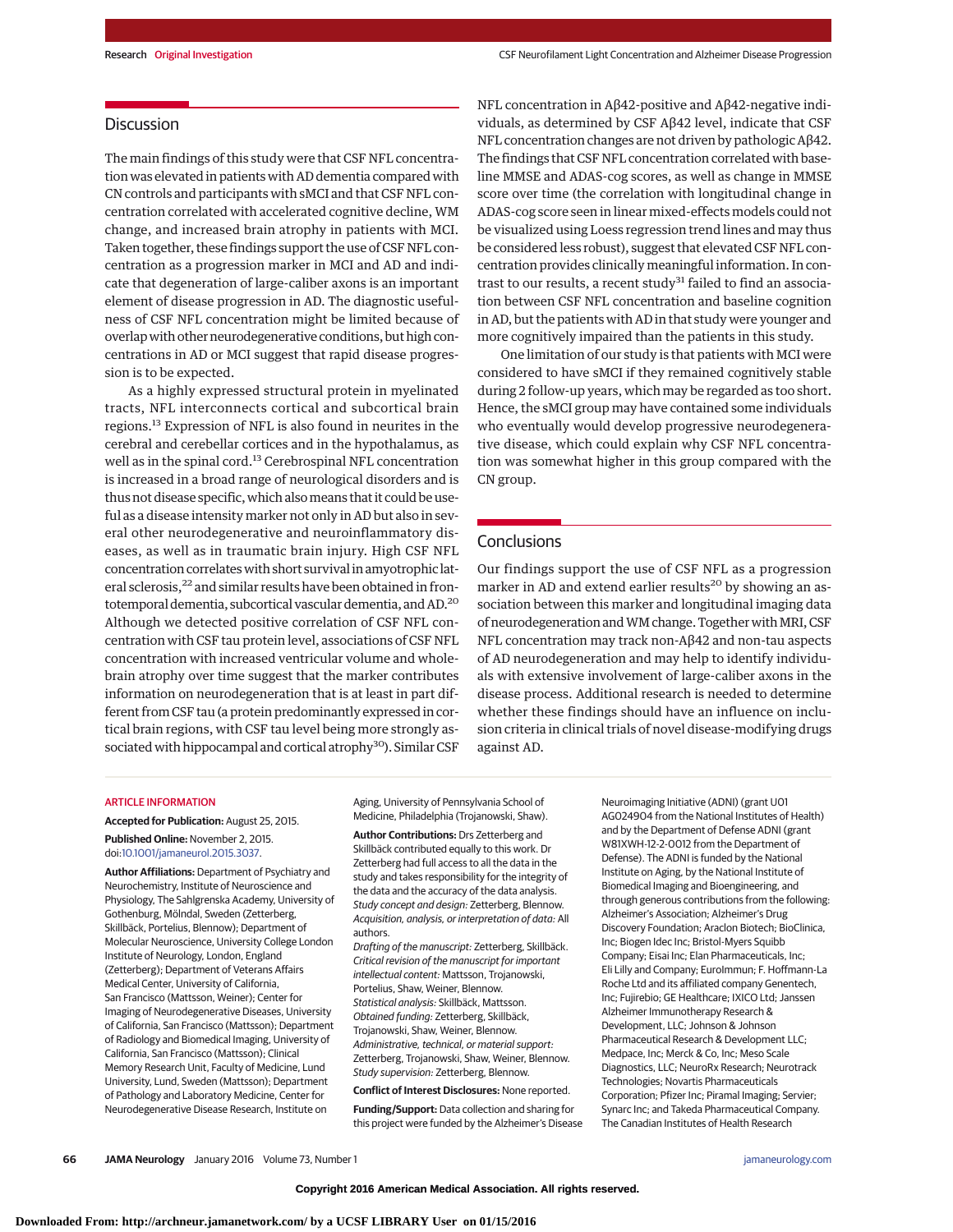## Discussion

The main findings of this study were that CSF NFL concentration was elevated in patients with AD dementia compared with CN controls and participants with sMCI and that CSF NFL concentration correlated with accelerated cognitive decline, WM change, and increased brain atrophy in patients with MCI. Taken together, these findings support the use of CSF NFL concentration as a progression marker in MCI and AD and indicate that degeneration of large-caliber axons is an important element of disease progression in AD. The diagnostic usefulness of CSF NFL concentration might be limited because of overlap with other neurodegenerative conditions, but high concentrations in AD or MCI suggest that rapid disease progression is to be expected.

As a highly expressed structural protein in myelinated tracts, NFL interconnects cortical and subcortical brain regions.[13] Expression of NFL is also found in neurites in the cerebral and cerebellar cortices and in the hypothalamus, as well as in the spinal cord.[13] Cerebrospinal NFL concentration is increased in a broad range of neurological disorders and is thus not disease specific, which also means that it could be useful as a disease intensity marker not only in AD but also in several other neurodegenerative and neuroinflammatory diseases, as well as in traumatic brain injury. High CSF NFL concentration correlates with short survival in amyotrophic lateral sclerosis,[22] and similar results have been obtained in frontotemporal dementia, subcortical vascular dementia, and AD.[20] Although we detected positive correlation of CSF NFL concentration with CSF tau protein level, associations of CSF NFL concentration with increased ventricular volume and whole-brain atrophy over time suggest that the marker contributes information on neurodegeneration that is at least in part different from CSF tau (a protein predominantly expressed in cortical brain regions, with CSF tau level being more strongly associated with hippocampal and cortical atrophy[30]). Similar CSF NFL concentration in Aβ42-positive and Aβ42-negative individuals, as determined by CSF Aβ42 level, indicate that CSF NFL concentration changes are not driven by pathologic Aβ42. The findings that CSF NFL concentration correlated with baseline MMSE and ADAS-cog scores, as well as change in MMSE score over time (the correlation with longitudinal change in ADAS-cog score seen in linear mixed-effects models could not be visualized using Loess regression trend lines and may thus be considered less robust), suggest that elevated CSF NFL concentration provides clinically meaningful information. In contrast to our results, a recent study[31] failed to find an association between CSF NFL concentration and baseline cognition in AD, but the patients with AD in that study were younger and more cognitively impaired than the patients in this study.

One limitation of our study is that patients with MCI were considered to have sMCI if they remained cognitively stable during 2 follow-up years, which may be regarded as too short. Hence, the sMCI group may have contained some individuals who eventually would develop progressive neurodegenerative disease, which could explain why CSF NFL concentration was somewhat higher in this group compared with the CN group.

## Conclusions

Our findings support the use of CSF NFL as a progression marker in AD and extend earlier results[20] by showing an association between this marker and longitudinal imaging data of neurodegeneration and WM change. Together with MRI, CSF NFL concentration may track non-Aβ42 and non-tau aspects of AD neurodegeneration and may help to identify individuals with extensive involvement of large-caliber axons in the disease process. Additional research is needed to determine whether these findings should have an influence on inclusion criteria in clinical trials of novel disease-modifying drugs against AD.

### ARTICLE INFORMATION

**Accepted for Publication:** August 25, 2015.

**Published Online:** November 2, 2015. doi:10.1001/jamaneurol.2015.3037.

**Author Affiliations:** Department of Psychiatry and Neurochemistry, Institute of Neuroscience and Physiology, The Sahlgrenska Academy, University of Gothenburg, Mölndal, Sweden (Zetterberg, Skillbäck, Portelius, Blennow); Department of Molecular Neuroscience, University College London Institute of Neurology, London, England (Zetterberg); Department of Veterans Affairs Medical Center, University of California, San Francisco (Mattsson, Weiner); Center for Imaging of Neurodegenerative Diseases, University of California, San Francisco (Mattsson); Department of Radiology and Biomedical Imaging, University of California, San Francisco (Mattsson); Clinical Memory Research Unit, Faculty of Medicine, Lund University, Lund, Sweden (Mattsson); Department of Pathology and Laboratory Medicine, Center for Neurodegenerative Disease Research, Institute on Aging, University of Pennsylvania School of Medicine, Philadelphia (Trojanowski, Shaw).

**Author Contributions:** Drs Zetterberg and Skillbäck contributed equally to this work. Dr Zetterberg had full access to all the data in the study and takes responsibility for the integrity of the data and the accuracy of the data analysis.
*Study concept and design:* Zetterberg, Blennow.
*Acquisition, analysis, or interpretation of data:* All authors.
*Drafting of the manuscript:* Zetterberg, Skillbäck.
*Critical revision of the manuscript for important intellectual content:* Mattsson, Trojanowski, Portelius, Shaw, Weiner, Blennow.
*Statistical analysis:* Skillbäck, Mattsson.
*Obtained funding:* Zetterberg, Skillbäck, Trojanowski, Shaw, Weiner, Blennow.
*Administrative, technical, or material support:* Zetterberg, Trojanowski, Shaw, Weiner, Blennow.
*Study supervision:* Zetterberg, Blennow.

**Conflict of Interest Disclosures:** None reported.

**Funding/Support:** Data collection and sharing for this project were funded by the Alzheimer's Disease Neuroimaging Initiative (ADNI) (grant U01 AG024904 from the National Institutes of Health) and by the Department of Defense ADNI (grant W81XWH-12-2-0012 from the Department of Defense). The ADNI is funded by the National Institute on Aging, by the National Institute of Biomedical Imaging and Bioengineering, and through generous contributions from the following: Alzheimer's Association; Alzheimer's Drug Discovery Foundation; Araclon Biotech; BioClinica, Inc; Biogen Idec Inc; Bristol-Myers Squibb Company; Eisai Inc; Elan Pharmaceuticals, Inc; Eli Lilly and Company; EuroImmun; F. Hoffmann-La Roche Ltd and its affiliated company Genentech, Inc; Fujirebio; GE Healthcare; IXICO Ltd; Janssen Alzheimer Immunotherapy Research & Development, LLC; Johnson & Johnson Pharmaceutical Research & Development LLC; Medpace, Inc; Merck & Co, Inc; Meso Scale Diagnostics, LLC; NeuroRx Research; Neurotrack Technologies; Novartis Pharmaceuticals Corporation; Pfizer Inc; Piramal Imaging; Servier; Synarc Inc; and Takeda Pharmaceutical Company. The Canadian Institutes of Health Research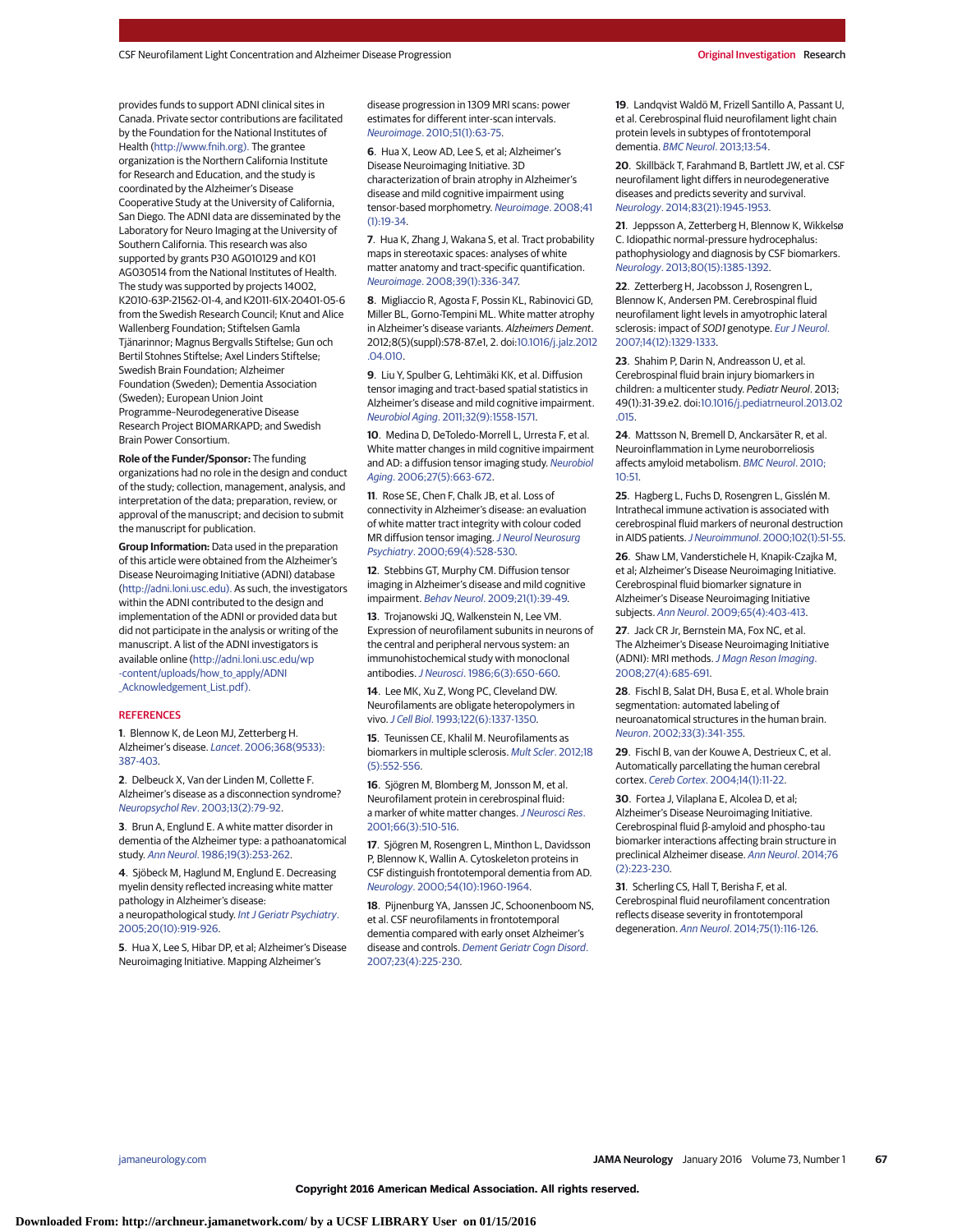provides funds to support ADNI clinical sites in Canada. Private sector contributions are facilitated by the Foundation for the National Institutes of Health (http://www.fnih.org). The grantee organization is the Northern California Institute for Research and Education, and the study is coordinated by the Alzheimer's Disease Cooperative Study at the University of California, San Diego. The ADNI data are disseminated by the Laboratory for Neuro Imaging at the University of Southern California. This research was also supported by grants P30 AG010129 and K01 AG030514 from the National Institutes of Health. The study was supported by projects 14002, K2010-63P-21562-01-4, and K2011-61X-20401-05-6 from the Swedish Research Council; Knut and Alice Wallenberg Foundation; Stiftelsen Gamla Tjänarinnor; Magnus Bergvalls Stiftelse; Gun och Bertil Stohnes Stiftelse; Axel Linders Stiftelse; Swedish Brain Foundation; Alzheimer Foundation (Sweden); Dementia Association (Sweden); European Union Joint Programme–Neurodegenerative Disease Research Project BIOMARKAPD; and Swedish Brain Power Consortium.

**Role of the Funder/Sponsor:** The funding organizations had no role in the design and conduct of the study; collection, management, analysis, and interpretation of the data; preparation, review, or approval of the manuscript; and decision to submit the manuscript for publication.

**Group Information:** Data used in the preparation of this article were obtained from the Alzheimer's Disease Neuroimaging Initiative (ADNI) database (http://adni.loni.usc.edu). As such, the investigators within the ADNI contributed to the design and implementation of the ADNI or provided data but did not participate in the analysis or writing of the manuscript. A list of the ADNI investigators is available online (http://adni.loni.usc.edu/wp-content/uploads/how_to_apply/ADNI_Acknowledgement_List.pdf).

## REFERENCES

1. Blennow K, de Leon MJ, Zetterberg H. Alzheimer's disease. *Lancet*. 2006;368(9533):387-403.

2. Delbeuck X, Van der Linden M, Collette F. Alzheimer's disease as a disconnection syndrome? *Neuropsychol Rev*. 2003;13(2):79-92.

3. Brun A, Englund E. A white matter disorder in dementia of the Alzheimer type: a pathoanatomical study. *Ann Neurol*. 1986;19(3):253-262.

4. Sjöbeck M, Haglund M, Englund E. Decreasing myelin density reflected increasing white matter pathology in Alzheimer's disease: a neuropathological study. *Int J Geriatr Psychiatry*. 2005;20(10):919-926.

5. Hua X, Lee S, Hibar DP, et al; Alzheimer's Disease Neuroimaging Initiative. Mapping Alzheimer's disease progression in 1309 MRI scans: power estimates for different inter-scan intervals. *Neuroimage*. 2010;51(1):63-75.

6. Hua X, Leow AD, Lee S, et al; Alzheimer's Disease Neuroimaging Initiative. 3D characterization of brain atrophy in Alzheimer's disease and mild cognitive impairment using tensor-based morphometry. *Neuroimage*. 2008;41(1):19-34.

7. Hua K, Zhang J, Wakana S, et al. Tract probability maps in stereotaxic spaces: analyses of white matter anatomy and tract-specific quantification. *Neuroimage*. 2008;39(1):336-347.

8. Migliaccio R, Agosta F, Possin KL, Rabinovici GD, Miller BL, Gorno-Tempini ML. White matter atrophy in Alzheimer's disease variants. *Alzheimers Dement*. 2012;8(5)(suppl):S78-87.e1, 2. doi:10.1016/j.jalz.2012.04.010.

9. Liu Y, Spulber G, Lehtimäki KK, et al. Diffusion tensor imaging and tract-based spatial statistics in Alzheimer's disease and mild cognitive impairment. *Neurobiol Aging*. 2011;32(9):1558-1571.

10. Medina D, DeToledo-Morrell L, Urresta F, et al. White matter changes in mild cognitive impairment and AD: a diffusion tensor imaging study. *Neurobiol Aging*. 2006;27(5):663-672.

11. Rose SE, Chen F, Chalk JB, et al. Loss of connectivity in Alzheimer's disease: an evaluation of white matter tract integrity with colour coded MR diffusion tensor imaging. *J Neurol Neurosurg Psychiatry*. 2000;69(4):528-530.

12. Stebbins GT, Murphy CM. Diffusion tensor imaging in Alzheimer's disease and mild cognitive impairment. *Behav Neurol*. 2009;21(1):39-49.

13. Trojanowski JQ, Walkenstein N, Lee VM. Expression of neurofilament subunits in neurons of the central and peripheral nervous system: an immunohistochemical study with monoclonal antibodies. *J Neurosci*. 1986;6(3):650-660.

14. Lee MK, Xu Z, Wong PC, Cleveland DW. Neurofilaments are obligate heteropolymers in vivo. *J Cell Biol*. 1993;122(6):1337-1350.

15. Teunissen CE, Khalil M. Neurofilaments as biomarkers in multiple sclerosis. *Mult Scler*. 2012;18(5):552-556.

16. Sjögren M, Blomberg M, Jonsson M, et al. Neurofilament protein in cerebrospinal fluid: a marker of white matter changes. *J Neurosci Res*. 2001;66(3):510-516.

17. Sjögren M, Rosengren L, Minthon L, Davidsson P, Blennow K, Wallin A. Cytoskeleton proteins in CSF distinguish frontotemporal dementia from AD. *Neurology*. 2000;54(10):1960-1964.

18. Pijnenburg YA, Janssen JC, Schoonenboom NS, et al. CSF neurofilaments in frontotemporal dementia compared with early onset Alzheimer's disease and controls. *Dement Geriatr Cogn Disord*. 2007;23(4):225-230.

19. Landqvist Waldö M, Frizell Santillo A, Passant U, et al. Cerebrospinal fluid neurofilament light chain protein levels in subtypes of frontotemporal dementia. *BMC Neurol*. 2013;13:54.

20. Skillbäck T, Farahmand B, Bartlett JW, et al. CSF neurofilament light differs in neurodegenerative diseases and predicts severity and survival. *Neurology*. 2014;83(21):1945-1953.

21. Jeppsson A, Zetterberg H, Blennow K, Wikkelsø C. Idiopathic normal-pressure hydrocephalus: pathophysiology and diagnosis by CSF biomarkers. *Neurology*. 2013;80(15):1385-1392.

22. Zetterberg H, Jacobsson J, Rosengren L, Blennow K, Andersen PM. Cerebrospinal fluid neurofilament light levels in amyotrophic lateral sclerosis: impact of *SOD1* genotype. *Eur J Neurol*. 2007;14(12):1329-1333.

23. Shahim P, Darin N, Andreasson U, et al. Cerebrospinal fluid brain injury biomarkers in children: a multicenter study. *Pediatr Neurol*. 2013;49(1):31-39.e2. doi:10.1016/j.pediatrneurol.2013.02.015.

24. Mattsson N, Bremell D, Anckarsäter R, et al. Neuroinflammation in Lyme neuroborreliosis affects amyloid metabolism. *BMC Neurol*. 2010;10:51.

25. Hagberg L, Fuchs D, Rosengren L, Gisslén M. Intrathecal immune activation is associated with cerebrospinal fluid markers of neuronal destruction in AIDS patients. *J Neuroimmunol*. 2000;102(1):51-55.

26. Shaw LM, Vanderstichele H, Knapik-Czajka M, et al; Alzheimer's Disease Neuroimaging Initiative. Cerebrospinal fluid biomarker signature in Alzheimer's Disease Neuroimaging Initiative subjects. *Ann Neurol*. 2009;65(4):403-413.

27. Jack CR Jr, Bernstein MA, Fox NC, et al. The Alzheimer's Disease Neuroimaging Initiative (ADNI): MRI methods. *J Magn Reson Imaging*. 2008;27(4):685-691.

28. Fischl B, Salat DH, Busa E, et al. Whole brain segmentation: automated labeling of neuroanatomical structures in the human brain. *Neuron*. 2002;33(3):341-355.

29. Fischl B, van der Kouwe A, Destrieux C, et al. Automatically parcellating the human cerebral cortex. *Cereb Cortex*. 2004;14(1):11-22.

30. Fortea J, Vilaplana E, Alcolea D, et al; Alzheimer's Disease Neuroimaging Initiative. Cerebrospinal fluid β-amyloid and phospho-tau biomarker interactions affecting brain structure in preclinical Alzheimer disease. *Ann Neurol*. 2014;76(2):223-230.

31. Scherling CS, Hall T, Berisha F, et al. Cerebrospinal fluid neurofilament concentration reflects disease severity in frontotemporal degeneration. *Ann Neurol*. 2014;75(1):116-126.